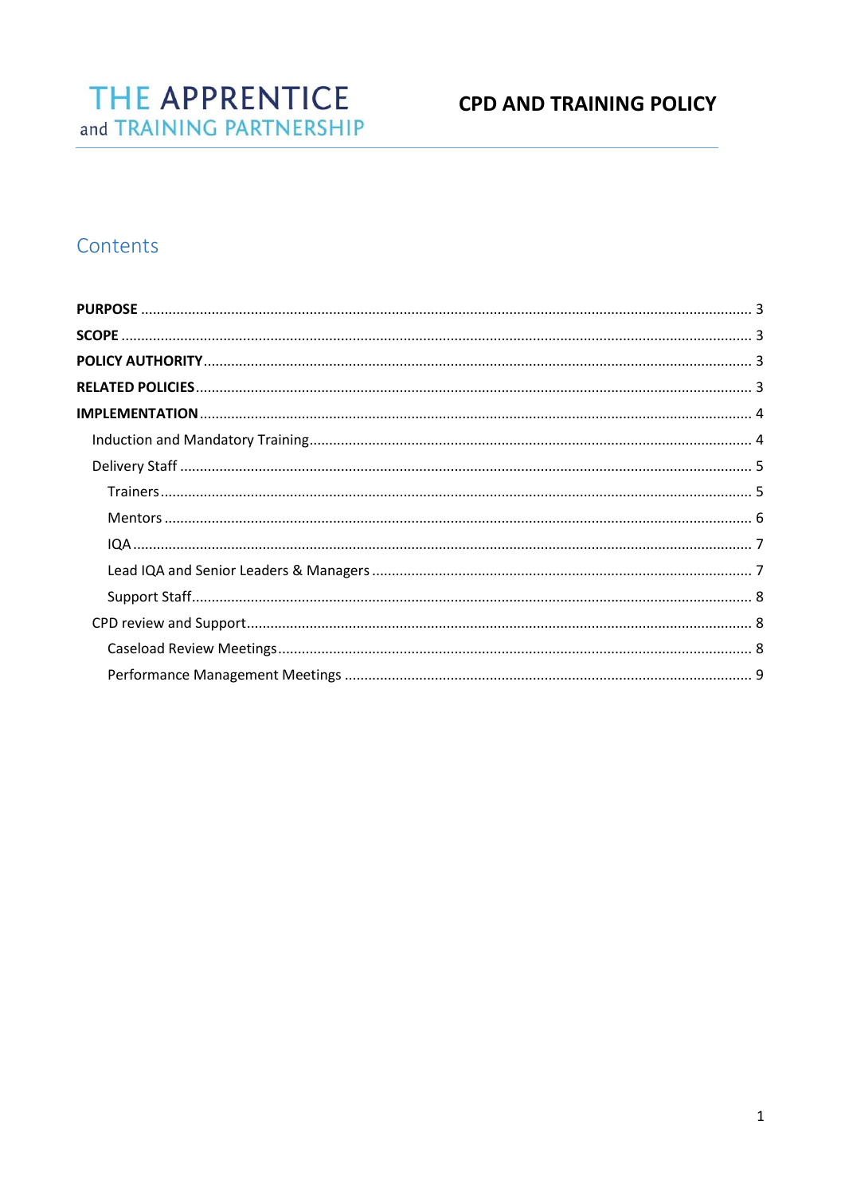THE APPRENTICE and TRAINING PARTNERSHIP

# CPD AND TRAINING POLICY

## Contents

**PURPOSE** ........ 3
**SCOPE** ........ 3
**POLICY AUTHORITY** ........ 3
**RELATED POLICIES** ........ 3
**IMPLEMENTATION** ........ 4
- Induction and Mandatory Training ........ 4
- Delivery Staff ........ 5
  - Trainers ........ 5
  - Mentors ........ 6
  - IQA ........ 7
  - Lead IQA and Senior Leaders & Managers ........ 7
  - Support Staff ........ 8
- CPD review and Support ........ 8
  - Caseload Review Meetings ........ 8
  - Performance Management Meetings ........ 9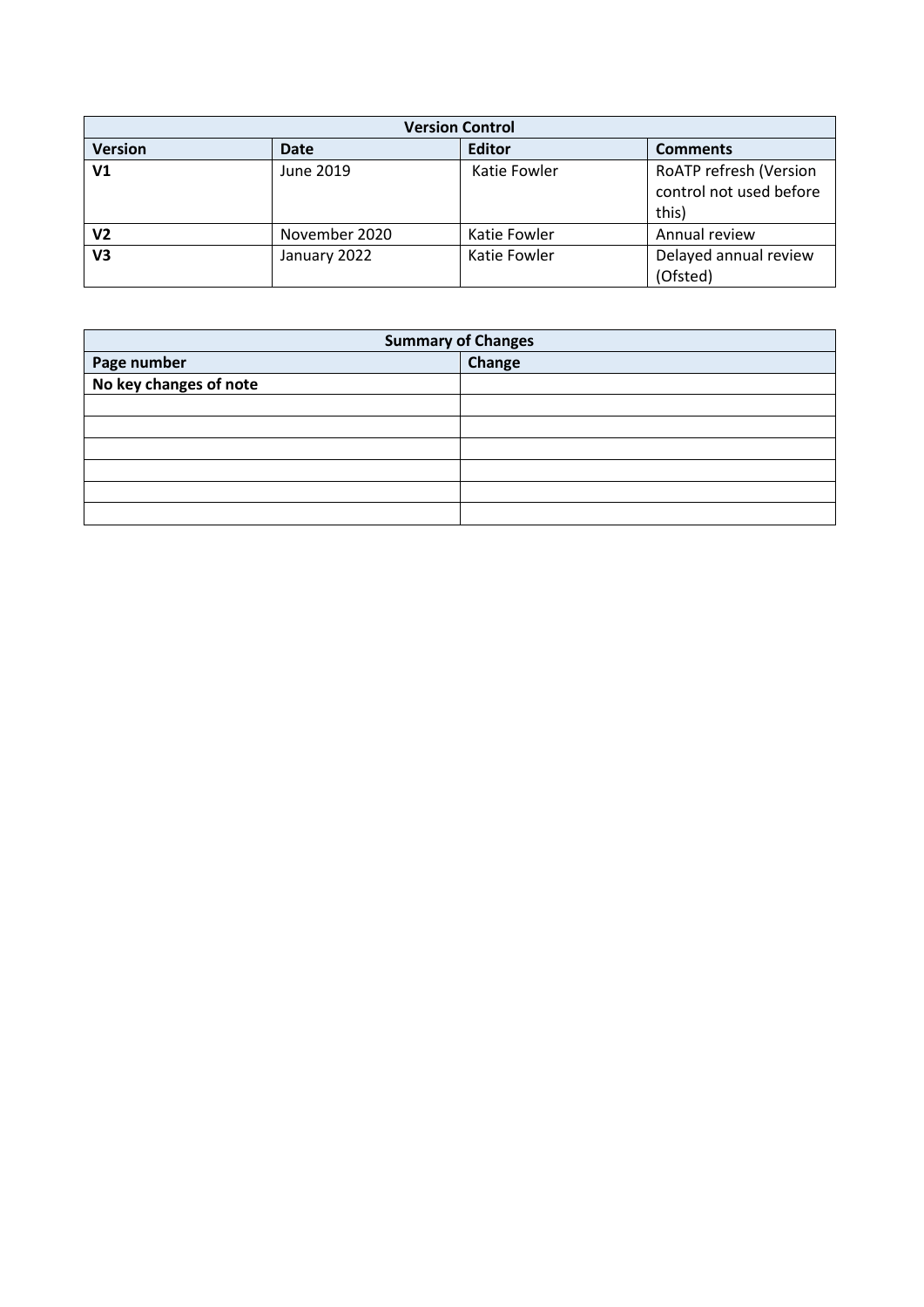| Version Control | | | |
|---|---|---|---|
| **Version** | **Date** | **Editor** | **Comments** |
| **V1** | June 2019 | Katie Fowler | RoATP refresh (Version control not used before this) |
| **V2** | November 2020 | Katie Fowler | Annual review |
| **V3** | January 2022 | Katie Fowler | Delayed annual review (Ofsted) |

| Summary of Changes | |
|---|---|
| **Page number** | **Change** |
| **No key changes of note** | |
| | |
| | |
| | |
| | |
| | |
| | |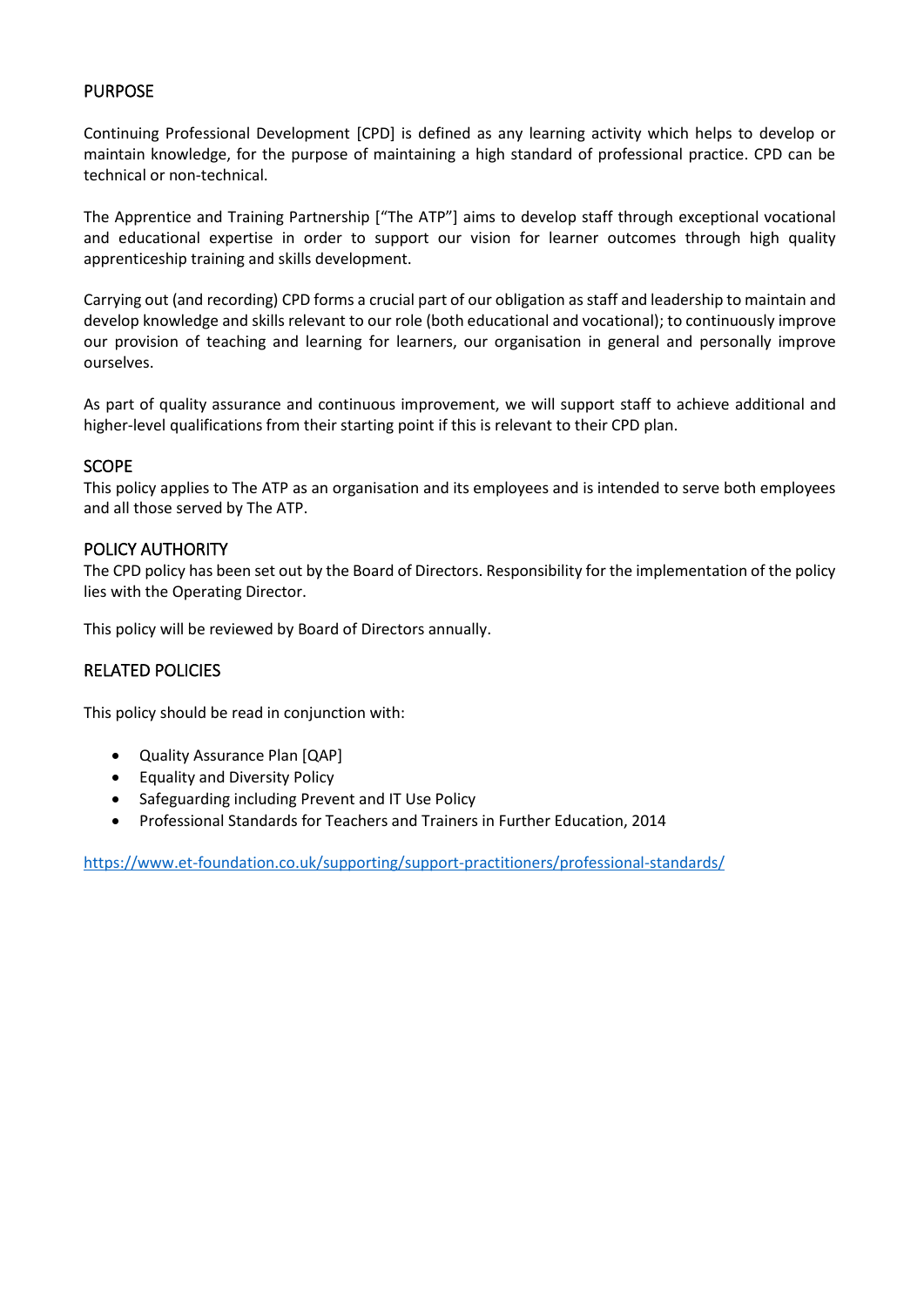## PURPOSE

Continuing Professional Development [CPD] is defined as any learning activity which helps to develop or maintain knowledge, for the purpose of maintaining a high standard of professional practice. CPD can be technical or non-technical.

The Apprentice and Training Partnership ["The ATP"] aims to develop staff through exceptional vocational and educational expertise in order to support our vision for learner outcomes through high quality apprenticeship training and skills development.

Carrying out (and recording) CPD forms a crucial part of our obligation as staff and leadership to maintain and develop knowledge and skills relevant to our role (both educational and vocational); to continuously improve our provision of teaching and learning for learners, our organisation in general and personally improve ourselves.

As part of quality assurance and continuous improvement, we will support staff to achieve additional and higher-level qualifications from their starting point if this is relevant to their CPD plan.

## SCOPE

This policy applies to The ATP as an organisation and its employees and is intended to serve both employees and all those served by The ATP.

## POLICY AUTHORITY

The CPD policy has been set out by the Board of Directors. Responsibility for the implementation of the policy lies with the Operating Director.

This policy will be reviewed by Board of Directors annually.

## RELATED POLICIES

This policy should be read in conjunction with:

- Quality Assurance Plan [QAP]
- Equality and Diversity Policy
- Safeguarding including Prevent and IT Use Policy
- Professional Standards for Teachers and Trainers in Further Education, 2014

https://www.et-foundation.co.uk/supporting/support-practitioners/professional-standards/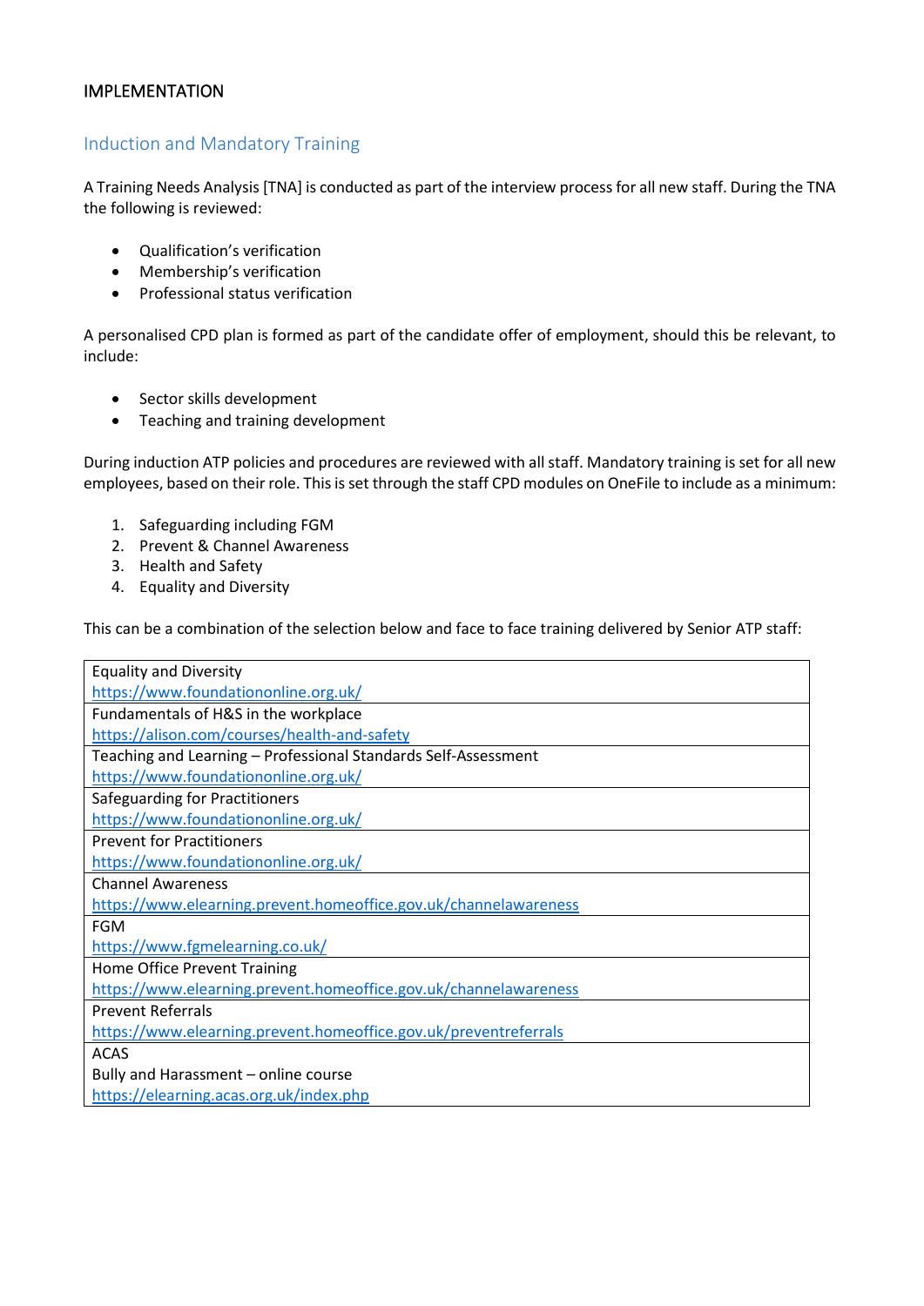## IMPLEMENTATION

### Induction and Mandatory Training

A Training Needs Analysis [TNA] is conducted as part of the interview process for all new staff. During the TNA the following is reviewed:

- Qualification's verification
- Membership's verification
- Professional status verification

A personalised CPD plan is formed as part of the candidate offer of employment, should this be relevant, to include:

- Sector skills development
- Teaching and training development

During induction ATP policies and procedures are reviewed with all staff. Mandatory training is set for all new employees, based on their role. This is set through the staff CPD modules on OneFile to include as a minimum:

1. Safeguarding including FGM
2. Prevent & Channel Awareness
3. Health and Safety
4. Equality and Diversity

This can be a combination of the selection below and face to face training delivered by Senior ATP staff:

| Training |
|---|
| Equality and Diversity<br>https://www.foundationonline.org.uk/ |
| Fundamentals of H&S in the workplace<br>https://alison.com/courses/health-and-safety |
| Teaching and Learning – Professional Standards Self-Assessment<br>https://www.foundationonline.org.uk/ |
| Safeguarding for Practitioners<br>https://www.foundationonline.org.uk/ |
| Prevent for Practitioners<br>https://www.foundationonline.org.uk/ |
| Channel Awareness<br>https://www.elearning.prevent.homeoffice.gov.uk/channelawareness |
| FGM<br>https://www.fgmelearning.co.uk/ |
| Home Office Prevent Training<br>https://www.elearning.prevent.homeoffice.gov.uk/channelawareness |
| Prevent Referrals<br>https://www.elearning.prevent.homeoffice.gov.uk/preventreferrals |
| ACAS<br>Bully and Harassment – online course<br>https://elearning.acas.org.uk/index.php |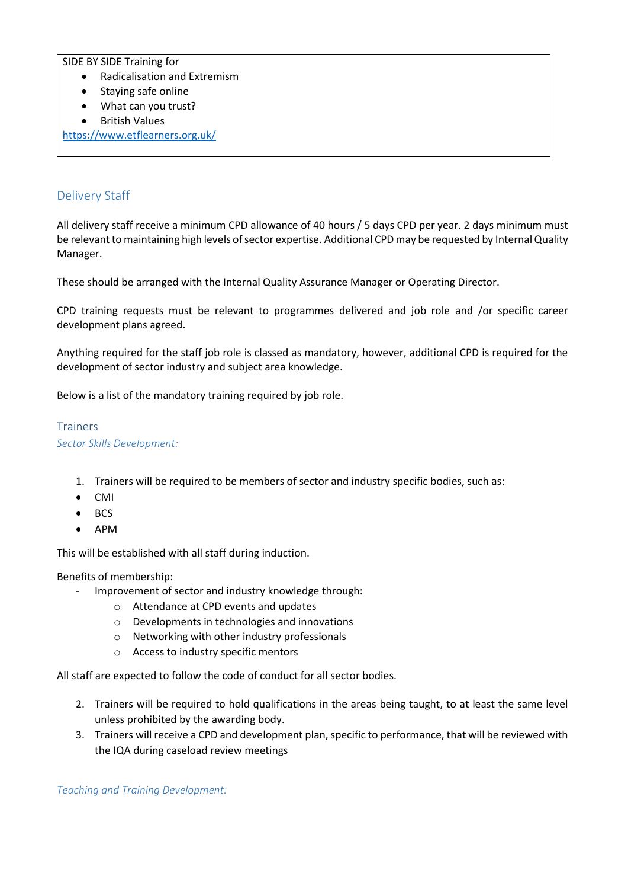SIDE BY SIDE Training for

- Radicalisation and Extremism
- Staying safe online
- What can you trust?
- British Values

https://www.etflearners.org.uk/

## Delivery Staff

All delivery staff receive a minimum CPD allowance of 40 hours / 5 days CPD per year. 2 days minimum must be relevant to maintaining high levels of sector expertise. Additional CPD may be requested by Internal Quality Manager.

These should be arranged with the Internal Quality Assurance Manager or Operating Director.

CPD training requests must be relevant to programmes delivered and job role and /or specific career development plans agreed.

Anything required for the staff job role is classed as mandatory, however, additional CPD is required for the development of sector industry and subject area knowledge.

Below is a list of the mandatory training required by job role.

### Trainers

*Sector Skills Development:*

1. Trainers will be required to be members of sector and industry specific bodies, such as:

- CMI
- BCS
- APM

This will be established with all staff during induction.

Benefits of membership:

- Improvement of sector and industry knowledge through:
  - Attendance at CPD events and updates
  - Developments in technologies and innovations
  - Networking with other industry professionals
  - Access to industry specific mentors

All staff are expected to follow the code of conduct for all sector bodies.

2. Trainers will be required to hold qualifications in the areas being taught, to at least the same level unless prohibited by the awarding body.
3. Trainers will receive a CPD and development plan, specific to performance, that will be reviewed with the IQA during caseload review meetings

*Teaching and Training Development:*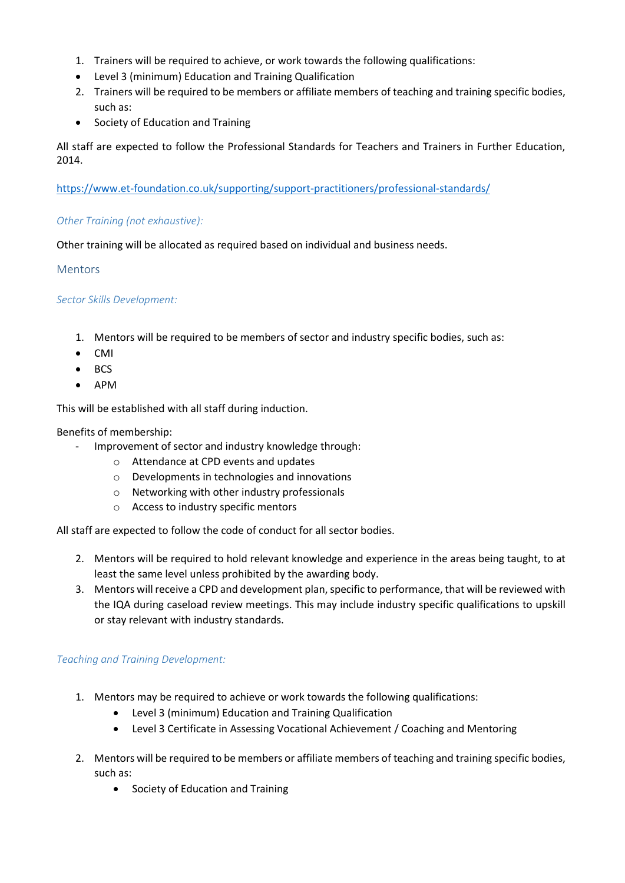1. Trainers will be required to achieve, or work towards the following qualifications:
- Level 3 (minimum) Education and Training Qualification

2. Trainers will be required to be members or affiliate members of teaching and training specific bodies, such as:
- Society of Education and Training

All staff are expected to follow the Professional Standards for Teachers and Trainers in Further Education, 2014.

https://www.et-foundation.co.uk/supporting/support-practitioners/professional-standards/

*Other Training (not exhaustive):*

Other training will be allocated as required based on individual and business needs.

## Mentors

*Sector Skills Development:*

1. Mentors will be required to be members of sector and industry specific bodies, such as:
- CMI
- BCS
- APM

This will be established with all staff during induction.

Benefits of membership:

- Improvement of sector and industry knowledge through:
    - Attendance at CPD events and updates
    - Developments in technologies and innovations
    - Networking with other industry professionals
    - Access to industry specific mentors

All staff are expected to follow the code of conduct for all sector bodies.

2. Mentors will be required to hold relevant knowledge and experience in the areas being taught, to at least the same level unless prohibited by the awarding body.
3. Mentors will receive a CPD and development plan, specific to performance, that will be reviewed with the IQA during caseload review meetings. This may include industry specific qualifications to upskill or stay relevant with industry standards.

*Teaching and Training Development:*

1. Mentors may be required to achieve or work towards the following qualifications:
    - Level 3 (minimum) Education and Training Qualification
    - Level 3 Certificate in Assessing Vocational Achievement / Coaching and Mentoring

2. Mentors will be required to be members or affiliate members of teaching and training specific bodies, such as:
    - Society of Education and Training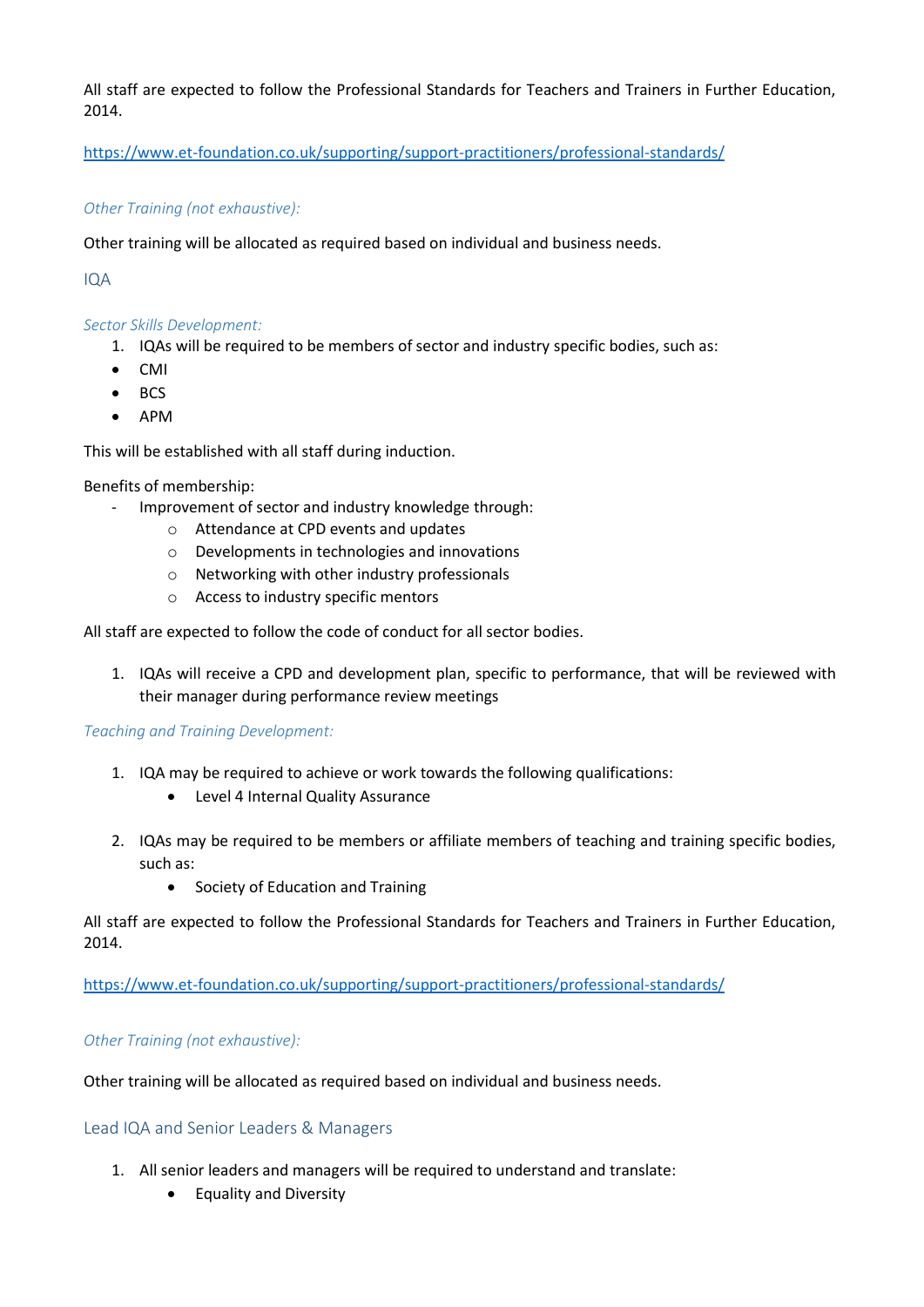All staff are expected to follow the Professional Standards for Teachers and Trainers in Further Education, 2014.

https://www.et-foundation.co.uk/supporting/support-practitioners/professional-standards/

*Other Training (not exhaustive):*

Other training will be allocated as required based on individual and business needs.

## IQA

*Sector Skills Development:*

1. IQAs will be required to be members of sector and industry specific bodies, such as:

- CMI
- BCS
- APM

This will be established with all staff during induction.

Benefits of membership:

- Improvement of sector and industry knowledge through:
  - Attendance at CPD events and updates
  - Developments in technologies and innovations
  - Networking with other industry professionals
  - Access to industry specific mentors

All staff are expected to follow the code of conduct for all sector bodies.

1. IQAs will receive a CPD and development plan, specific to performance, that will be reviewed with their manager during performance review meetings

*Teaching and Training Development:*

1. IQA may be required to achieve or work towards the following qualifications:
   - Level 4 Internal Quality Assurance

2. IQAs may be required to be members or affiliate members of teaching and training specific bodies, such as:
   - Society of Education and Training

All staff are expected to follow the Professional Standards for Teachers and Trainers in Further Education, 2014.

https://www.et-foundation.co.uk/supporting/support-practitioners/professional-standards/

*Other Training (not exhaustive):*

Other training will be allocated as required based on individual and business needs.

## Lead IQA and Senior Leaders & Managers

1. All senior leaders and managers will be required to understand and translate:
   - Equality and Diversity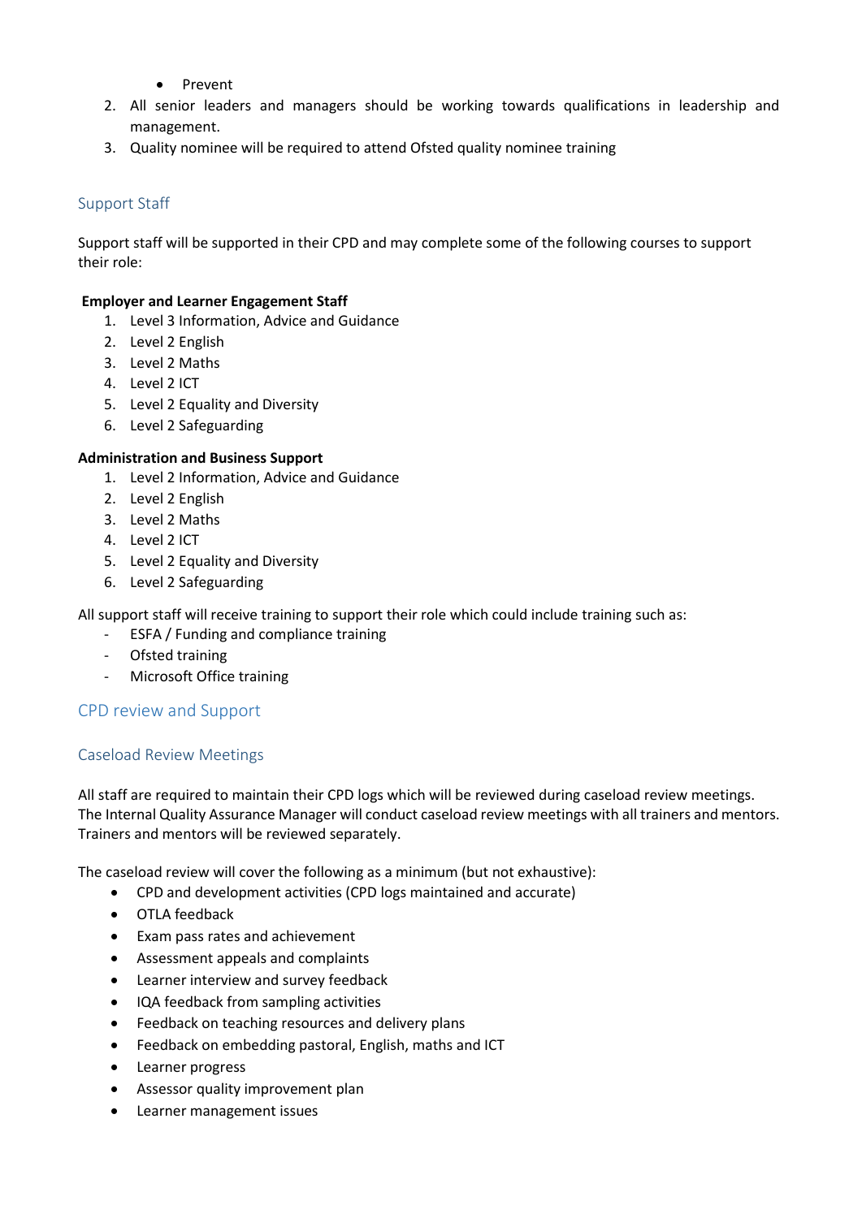- Prevent

2. All senior leaders and managers should be working towards qualifications in leadership and management.
3. Quality nominee will be required to attend Ofsted quality nominee training

## Support Staff

Support staff will be supported in their CPD and may complete some of the following courses to support their role:

**Employer and Learner Engagement Staff**

1. Level 3 Information, Advice and Guidance
2. Level 2 English
3. Level 2 Maths
4. Level 2 ICT
5. Level 2 Equality and Diversity
6. Level 2 Safeguarding

**Administration and Business Support**

1. Level 2 Information, Advice and Guidance
2. Level 2 English
3. Level 2 Maths
4. Level 2 ICT
5. Level 2 Equality and Diversity
6. Level 2 Safeguarding

All support staff will receive training to support their role which could include training such as:

- ESFA / Funding and compliance training
- Ofsted training
- Microsoft Office training

## CPD review and Support

### Caseload Review Meetings

All staff are required to maintain their CPD logs which will be reviewed during caseload review meetings. The Internal Quality Assurance Manager will conduct caseload review meetings with all trainers and mentors. Trainers and mentors will be reviewed separately.

The caseload review will cover the following as a minimum (but not exhaustive):

- CPD and development activities (CPD logs maintained and accurate)
- OTLA feedback
- Exam pass rates and achievement
- Assessment appeals and complaints
- Learner interview and survey feedback
- IQA feedback from sampling activities
- Feedback on teaching resources and delivery plans
- Feedback on embedding pastoral, English, maths and ICT
- Learner progress
- Assessor quality improvement plan
- Learner management issues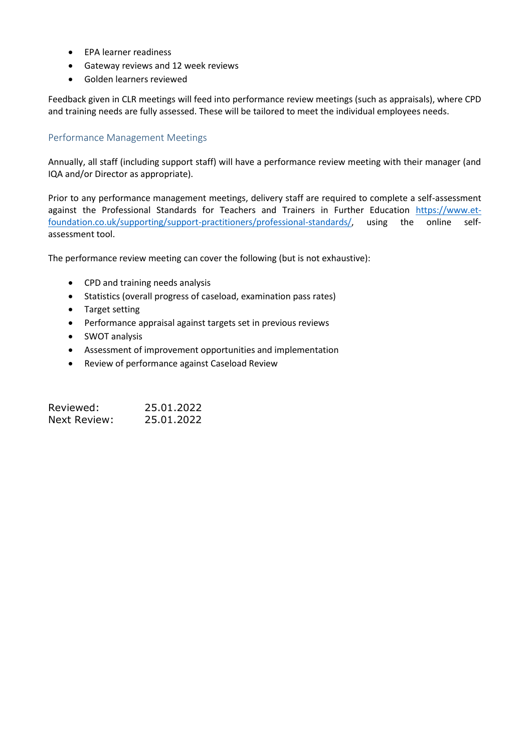- EPA learner readiness
- Gateway reviews and 12 week reviews
- Golden learners reviewed

Feedback given in CLR meetings will feed into performance review meetings (such as appraisals), where CPD and training needs are fully assessed. These will be tailored to meet the individual employees needs.

## Performance Management Meetings

Annually, all staff (including support staff) will have a performance review meeting with their manager (and IQA and/or Director as appropriate).

Prior to any performance management meetings, delivery staff are required to complete a self-assessment against the Professional Standards for Teachers and Trainers in Further Education [https://www.et-foundation.co.uk/supporting/support-practitioners/professional-standards/](https://www.et-foundation.co.uk/supporting/support-practitioners/professional-standards/), using the online self-assessment tool.

The performance review meeting can cover the following (but is not exhaustive):

- CPD and training needs analysis
- Statistics (overall progress of caseload, examination pass rates)
- Target setting
- Performance appraisal against targets set in previous reviews
- SWOT analysis
- Assessment of improvement opportunities and implementation
- Review of performance against Caseload Review

Reviewed: 25.01.2022
Next Review: 25.01.2022